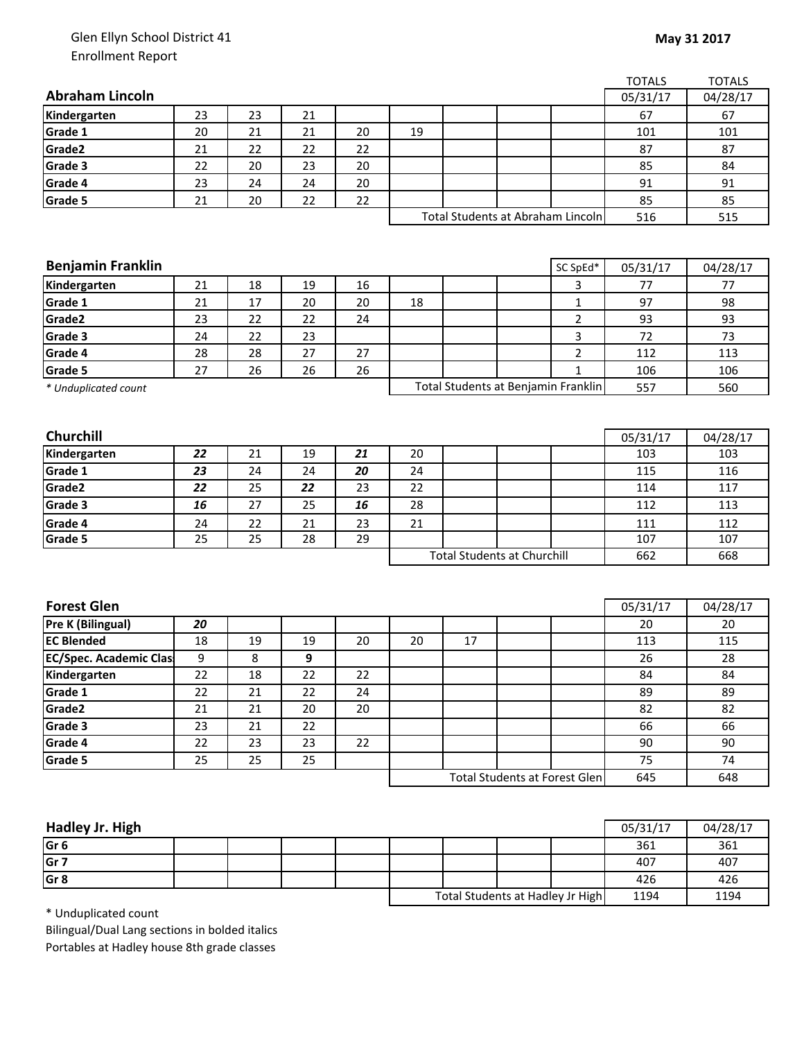Glen Ellyn School District 41
Enrollment Report

**May 31 2017**

| **Abraham Lincoln** | | | | | | | | | TOTALS 05/31/17 | TOTALS 04/28/17 |
|---|---|---|---|---|---|---|---|---|---|---|
| **Kindergarten** | 23 | 23 | 21 | | | | | | 67 | 67 |
| **Grade 1** | 20 | 21 | 21 | 20 | 19 | | | | 101 | 101 |
| **Grade2** | 21 | 22 | 22 | 22 | | | | | 87 | 87 |
| **Grade 3** | 22 | 20 | 23 | 20 | | | | | 85 | 84 |
| **Grade 4** | 23 | 24 | 24 | 20 | | | | | 91 | 91 |
| **Grade 5** | 21 | 20 | 22 | 22 | | | | | 85 | 85 |
| | | | | | Total Students at Abraham Lincoln | | | | 516 | 515 |

| **Benjamin Franklin** | | | | | | | | SC SpEd* | 05/31/17 | 04/28/17 |
|---|---|---|---|---|---|---|---|---|---|---|
| **Kindergarten** | 21 | 18 | 19 | 16 | | | | 3 | 77 | 77 |
| **Grade 1** | 21 | 17 | 20 | 20 | 18 | | | 1 | 97 | 98 |
| **Grade2** | 23 | 22 | 22 | 24 | | | | 2 | 93 | 93 |
| **Grade 3** | 24 | 22 | 23 | | | | | 3 | 72 | 73 |
| **Grade 4** | 28 | 28 | 27 | 27 | | | | 2 | 112 | 113 |
| **Grade 5** | 27 | 26 | 26 | 26 | | | | 1 | 106 | 106 |
| *\* Unduplicated count* | | | | | Total Students at Benjamin Franklin | | | | 557 | 560 |

| **Churchill** | | | | | | | | | 05/31/17 | 04/28/17 |
|---|---|---|---|---|---|---|---|---|---|---|
| **Kindergarten** | ***22*** | 21 | 19 | ***21*** | 20 | | | | 103 | 103 |
| **Grade 1** | ***23*** | 24 | 24 | ***20*** | 24 | | | | 115 | 116 |
| **Grade2** | ***22*** | 25 | ***22*** | 23 | 22 | | | | 114 | 117 |
| **Grade 3** | ***16*** | 27 | 25 | ***16*** | 28 | | | | 112 | 113 |
| **Grade 4** | 24 | 22 | 21 | 23 | 21 | | | | 111 | 112 |
| **Grade 5** | 25 | 25 | 28 | 29 | | | | | 107 | 107 |
| | | | | | Total Students at Churchill | | | | 662 | 668 |

| **Forest Glen** | | | | | | | | | 05/31/17 | 04/28/17 |
|---|---|---|---|---|---|---|---|---|---|---|
| **Pre K (Bilingual)** | ***20*** | | | | | | | | 20 | 20 |
| **EC Blended** | 18 | 19 | 19 | 20 | 20 | 17 | | | 113 | 115 |
| **EC/Spec. Academic Clas** | 9 | 8 | **9** | | | | | | 26 | 28 |
| **Kindergarten** | 22 | 18 | 22 | 22 | | | | | 84 | 84 |
| **Grade 1** | 22 | 21 | 22 | 24 | | | | | 89 | 89 |
| **Grade2** | 21 | 21 | 20 | 20 | | | | | 82 | 82 |
| **Grade 3** | 23 | 21 | 22 | | | | | | 66 | 66 |
| **Grade 4** | 22 | 23 | 23 | 22 | | | | | 90 | 90 |
| **Grade 5** | 25 | 25 | 25 | | | | | | 75 | 74 |
| | | | | | Total Students at Forest Glen | | | | 645 | 648 |

| **Hadley Jr. High** | | | | | | | | | 05/31/17 | 04/28/17 |
|---|---|---|---|---|---|---|---|---|---|---|
| **Gr 6** | | | | | | | | | 361 | 361 |
| **Gr 7** | | | | | | | | | 407 | 407 |
| **Gr 8** | | | | | | | | | 426 | 426 |
| | | | | | Total Students at Hadley Jr High | | | | 1194 | 1194 |

\* Unduplicated count
Bilingual/Dual Lang sections in bolded italics
Portables at Hadley house 8th grade classes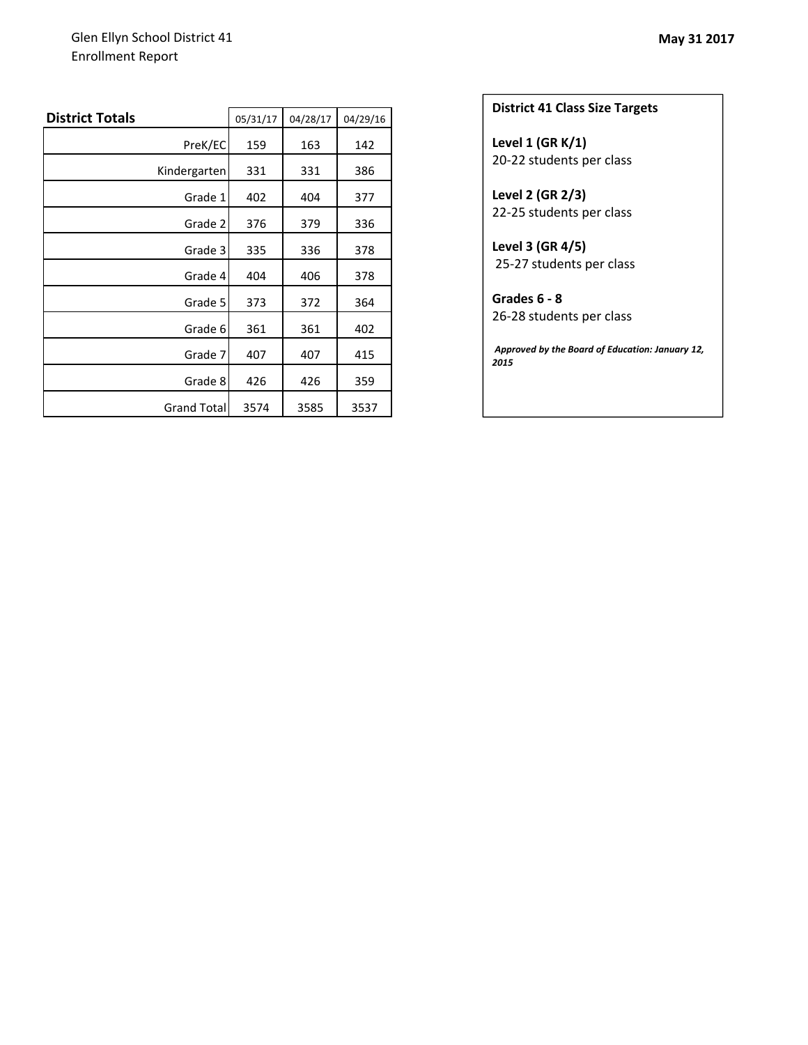Glen Ellyn School District 41
Enrollment Report

**May 31 2017**

| District Totals | 05/31/17 | 04/28/17 | 04/29/16 |
|---|---|---|---|
| PreK/EC | 159 | 163 | 142 |
| Kindergarten | 331 | 331 | 386 |
| Grade 1 | 402 | 404 | 377 |
| Grade 2 | 376 | 379 | 336 |
| Grade 3 | 335 | 336 | 378 |
| Grade 4 | 404 | 406 | 378 |
| Grade 5 | 373 | 372 | 364 |
| Grade 6 | 361 | 361 | 402 |
| Grade 7 | 407 | 407 | 415 |
| Grade 8 | 426 | 426 | 359 |
| Grand Total | 3574 | 3585 | 3537 |

**District 41 Class Size Targets**

**Level 1 (GR K/1)**
20-22 students per class

**Level 2 (GR 2/3)**
22-25 students per class

**Level 3 (GR 4/5)**
25-27 students per class

**Grades 6 - 8**
26-28 students per class

***Approved by the Board of Education: January 12, 2015***